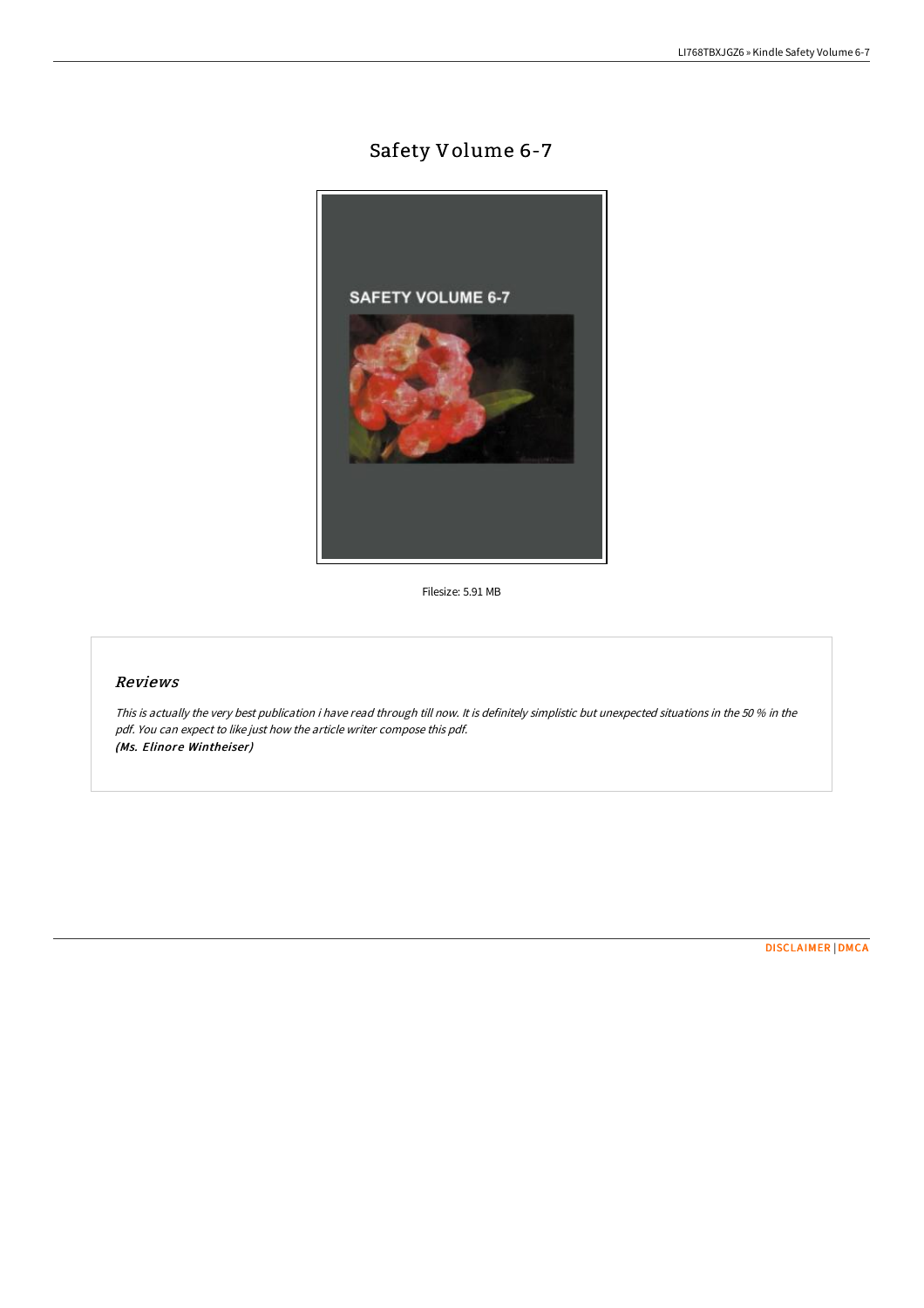# Safety Volume 6-7

Filesize: 5.91 MB

## *Reviews*

*This is actually the very best publication i have read through till now. It is definitely simplistic but unexpected situations in the 50 % in the pdf. You can expect to like just how the article writer compose this pdf.*
***(Ms. Elinore Wintheiser)***

DISCLAIMER | DMCA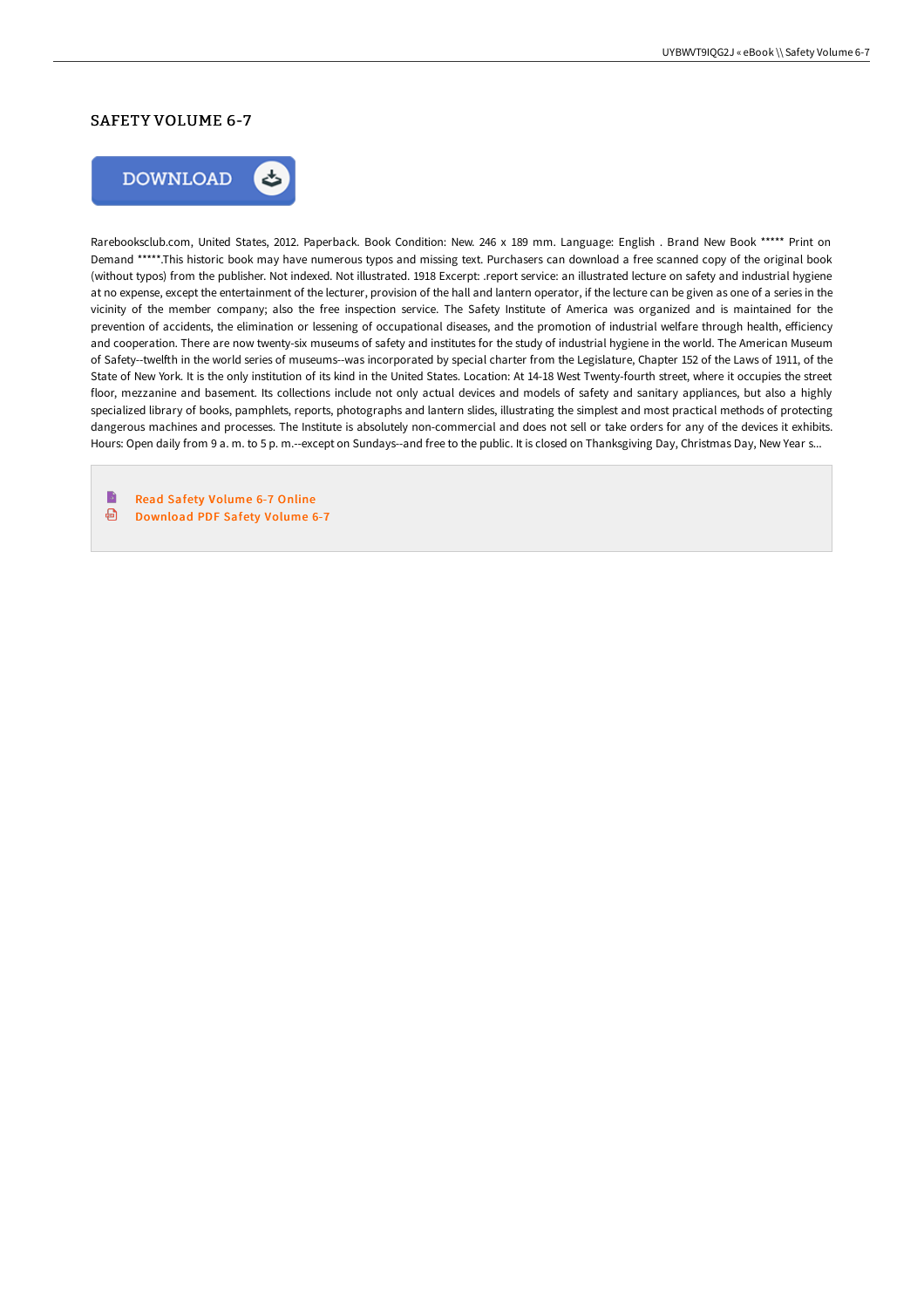# SAFETY VOLUME 6-7

DOWNLOAD

Rarebooksclub.com, United States, 2012. Paperback. Book Condition: New. 246 x 189 mm. Language: English . Brand New Book ***** Print on Demand *****.This historic book may have numerous typos and missing text. Purchasers can download a free scanned copy of the original book (without typos) from the publisher. Not indexed. Not illustrated. 1918 Excerpt: .report service: an illustrated lecture on safety and industrial hygiene at no expense, except the entertainment of the lecturer, provision of the hall and lantern operator, if the lecture can be given as one of a series in the vicinity of the member company; also the free inspection service. The Safety Institute of America was organized and is maintained for the prevention of accidents, the elimination or lessening of occupational diseases, and the promotion of industrial welfare through health, efficiency and cooperation. There are now twenty-six museums of safety and institutes for the study of industrial hygiene in the world. The American Museum of Safety--twelfth in the world series of museums--was incorporated by special charter from the Legislature, Chapter 152 of the Laws of 1911, of the State of New York. It is the only institution of its kind in the United States. Location: At 14-18 West Twenty-fourth street, where it occupies the street floor, mezzanine and basement. Its collections include not only actual devices and models of safety and sanitary appliances, but also a highly specialized library of books, pamphlets, reports, photographs and lantern slides, illustrating the simplest and most practical methods of protecting dangerous machines and processes. The Institute is absolutely non-commercial and does not sell or take orders for any of the devices it exhibits. Hours: Open daily from 9 a. m. to 5 p. m.--except on Sundays--and free to the public. It is closed on Thanksgiving Day, Christmas Day, New Year s...

- Read Safety Volume 6-7 Online
- Download PDF Safety Volume 6-7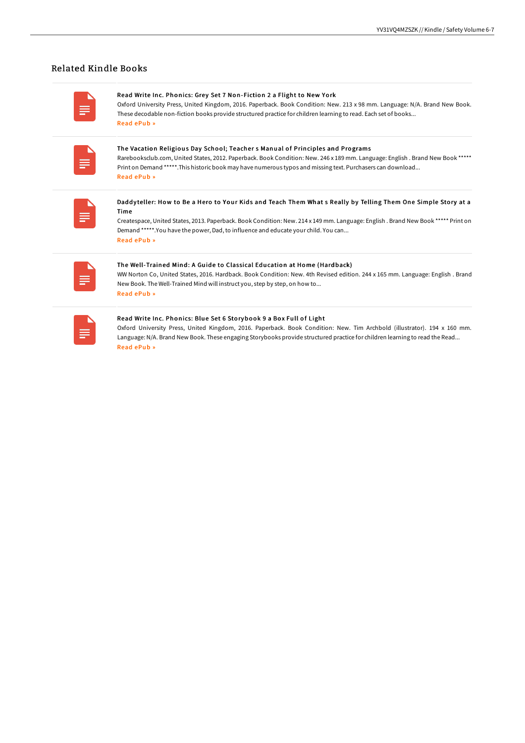## Related Kindle Books

### Read Write Inc. Phonics: Grey Set 7 Non-Fiction 2 a Flight to New York

Oxford University Press, United Kingdom, 2016. Paperback. Book Condition: New. 213 x 98 mm. Language: N/A. Brand New Book. These decodable non-fiction books provide structured practice for children learning to read. Each set of books...

Read ePub »

### The Vacation Religious Day School; Teacher s Manual of Principles and Programs

Rarebooksclub.com, United States, 2012. Paperback. Book Condition: New. 246 x 189 mm. Language: English . Brand New Book ***** Print on Demand *****.This historic book may have numerous typos and missing text. Purchasers can download...

Read ePub »

### Daddyteller: How to Be a Hero to Your Kids and Teach Them What s Really by Telling Them One Simple Story at a Time

Createspace, United States, 2013. Paperback. Book Condition: New. 214 x 149 mm. Language: English . Brand New Book ***** Print on Demand *****.You have the power, Dad, to influence and educate your child. You can...

Read ePub »

### The Well-Trained Mind: A Guide to Classical Education at Home (Hardback)

WW Norton Co, United States, 2016. Hardback. Book Condition: New. 4th Revised edition. 244 x 165 mm. Language: English . Brand New Book. The Well-Trained Mind will instruct you, step by step, on how to...

Read ePub »

### Read Write Inc. Phonics: Blue Set 6 Storybook 9 a Box Full of Light

Oxford University Press, United Kingdom, 2016. Paperback. Book Condition: New. Tim Archbold (illustrator). 194 x 160 mm. Language: N/A. Brand New Book. These engaging Storybooks provide structured practice for children learning to read the Read...

Read ePub »